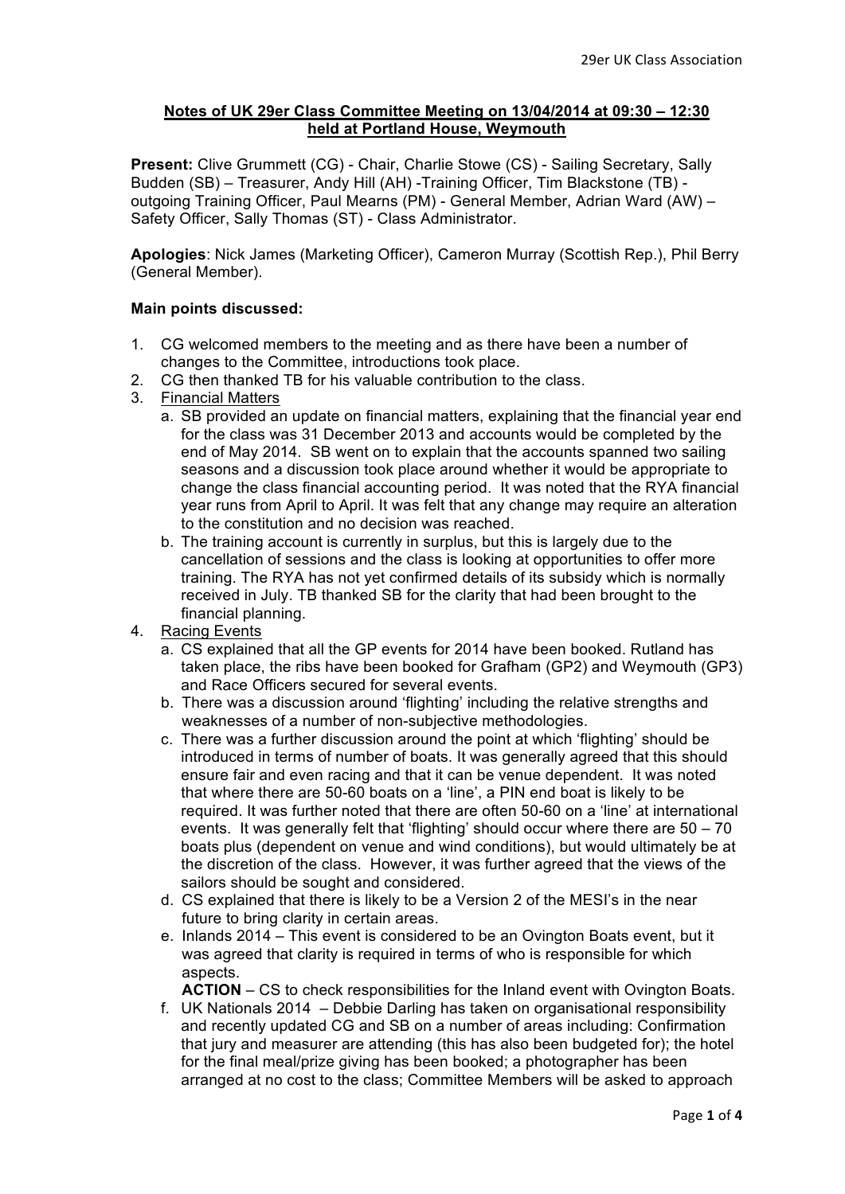**Notes of UK 29er Class Committee Meeting on 13/04/2014 at 09:30 – 12:30 held at Portland House, Weymouth**

**Present:** Clive Grummett (CG) - Chair, Charlie Stowe (CS) - Sailing Secretary, Sally Budden (SB) – Treasurer, Andy Hill (AH) -Training Officer, Tim Blackstone (TB) - outgoing Training Officer, Paul Mearns (PM) - General Member, Adrian Ward (AW) – Safety Officer, Sally Thomas (ST) - Class Administrator.

**Apologies**: Nick James (Marketing Officer), Cameron Murray (Scottish Rep.), Phil Berry (General Member).

**Main points discussed:**

1. CG welcomed members to the meeting and as there have been a number of changes to the Committee, introductions took place.
2. CG then thanked TB for his valuable contribution to the class.
3. Financial Matters
   a. SB provided an update on financial matters, explaining that the financial year end for the class was 31 December 2013 and accounts would be completed by the end of May 2014. SB went on to explain that the accounts spanned two sailing seasons and a discussion took place around whether it would be appropriate to change the class financial accounting period. It was noted that the RYA financial year runs from April to April. It was felt that any change may require an alteration to the constitution and no decision was reached.
   b. The training account is currently in surplus, but this is largely due to the cancellation of sessions and the class is looking at opportunities to offer more training. The RYA has not yet confirmed details of its subsidy which is normally received in July. TB thanked SB for the clarity that had been brought to the financial planning.
4. Racing Events
   a. CS explained that all the GP events for 2014 have been booked. Rutland has taken place, the ribs have been booked for Grafham (GP2) and Weymouth (GP3) and Race Officers secured for several events.
   b. There was a discussion around 'flighting' including the relative strengths and weaknesses of a number of non-subjective methodologies.
   c. There was a further discussion around the point at which 'flighting' should be introduced in terms of number of boats. It was generally agreed that this should ensure fair and even racing and that it can be venue dependent. It was noted that where there are 50-60 boats on a 'line', a PIN end boat is likely to be required. It was further noted that there are often 50-60 on a 'line' at international events. It was generally felt that 'flighting' should occur where there are 50 – 70 boats plus (dependent on venue and wind conditions), but would ultimately be at the discretion of the class. However, it was further agreed that the views of the sailors should be sought and considered.
   d. CS explained that there is likely to be a Version 2 of the MESI's in the near future to bring clarity in certain areas.
   e. Inlands 2014 – This event is considered to be an Ovington Boats event, but it was agreed that clarity is required in terms of who is responsible for which aspects.
      **ACTION** – CS to check responsibilities for the Inland event with Ovington Boats.
   f. UK Nationals 2014 – Debbie Darling has taken on organisational responsibility and recently updated CG and SB on a number of areas including: Confirmation that jury and measurer are attending (this has also been budgeted for); the hotel for the final meal/prize giving has been booked; a photographer has been arranged at no cost to the class; Committee Members will be asked to approach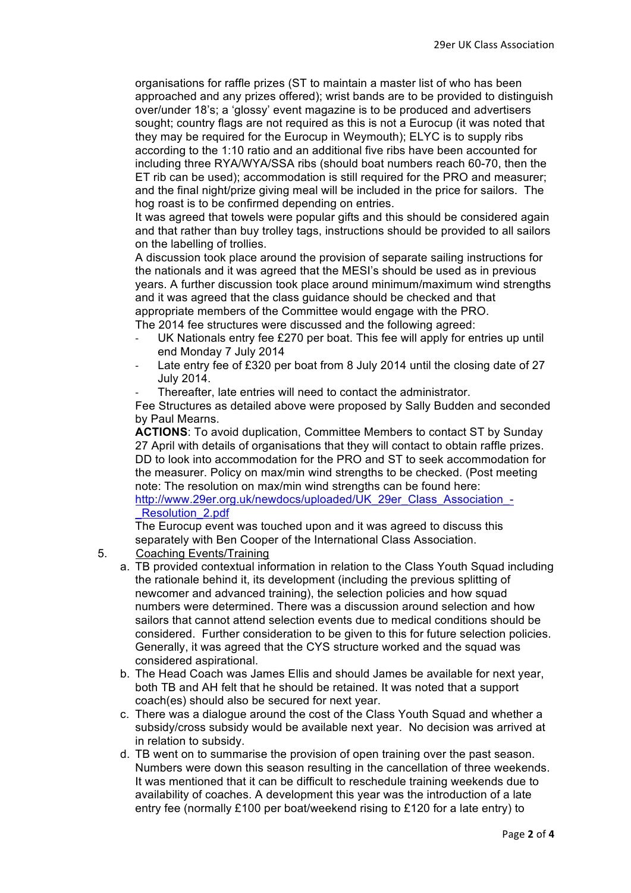organisations for raffle prizes (ST to maintain a master list of who has been approached and any prizes offered); wrist bands are to be provided to distinguish over/under 18's; a 'glossy' event magazine is to be produced and advertisers sought; country flags are not required as this is not a Eurocup (it was noted that they may be required for the Eurocup in Weymouth); ELYC is to supply ribs according to the 1:10 ratio and an additional five ribs have been accounted for including three RYA/WYA/SSA ribs (should boat numbers reach 60-70, then the ET rib can be used); accommodation is still required for the PRO and measurer; and the final night/prize giving meal will be included in the price for sailors. The hog roast is to be confirmed depending on entries.

It was agreed that towels were popular gifts and this should be considered again and that rather than buy trolley tags, instructions should be provided to all sailors on the labelling of trollies.

A discussion took place around the provision of separate sailing instructions for the nationals and it was agreed that the MESI's should be used as in previous years. A further discussion took place around minimum/maximum wind strengths and it was agreed that the class guidance should be checked and that appropriate members of the Committee would engage with the PRO.

The 2014 fee structures were discussed and the following agreed:

- UK Nationals entry fee £270 per boat. This fee will apply for entries up until end Monday 7 July 2014
- Late entry fee of £320 per boat from 8 July 2014 until the closing date of 27 July 2014.
- Thereafter, late entries will need to contact the administrator.

Fee Structures as detailed above were proposed by Sally Budden and seconded by Paul Mearns.

**ACTIONS**: To avoid duplication, Committee Members to contact ST by Sunday 27 April with details of organisations that they will contact to obtain raffle prizes. DD to look into accommodation for the PRO and ST to seek accommodation for the measurer. Policy on max/min wind strengths to be checked. (Post meeting note: The resolution on max/min wind strengths can be found here: [http://www.29er.org.uk/newdocs/uploaded/UK_29er_Class_Association_-_Resolution_2.pdf](http://www.29er.org.uk/newdocs/uploaded/UK_29er_Class_Association_-_Resolution_2.pdf)

The Eurocup event was touched upon and it was agreed to discuss this separately with Ben Cooper of the International Class Association.

5. Coaching Events/Training

a. TB provided contextual information in relation to the Class Youth Squad including the rationale behind it, its development (including the previous splitting of newcomer and advanced training), the selection policies and how squad numbers were determined. There was a discussion around selection and how sailors that cannot attend selection events due to medical conditions should be considered. Further consideration to be given to this for future selection policies. Generally, it was agreed that the CYS structure worked and the squad was considered aspirational.

b. The Head Coach was James Ellis and should James be available for next year, both TB and AH felt that he should be retained. It was noted that a support coach(es) should also be secured for next year.

c. There was a dialogue around the cost of the Class Youth Squad and whether a subsidy/cross subsidy would be available next year. No decision was arrived at in relation to subsidy.

d. TB went on to summarise the provision of open training over the past season. Numbers were down this season resulting in the cancellation of three weekends. It was mentioned that it can be difficult to reschedule training weekends due to availability of coaches. A development this year was the introduction of a late entry fee (normally £100 per boat/weekend rising to £120 for a late entry) to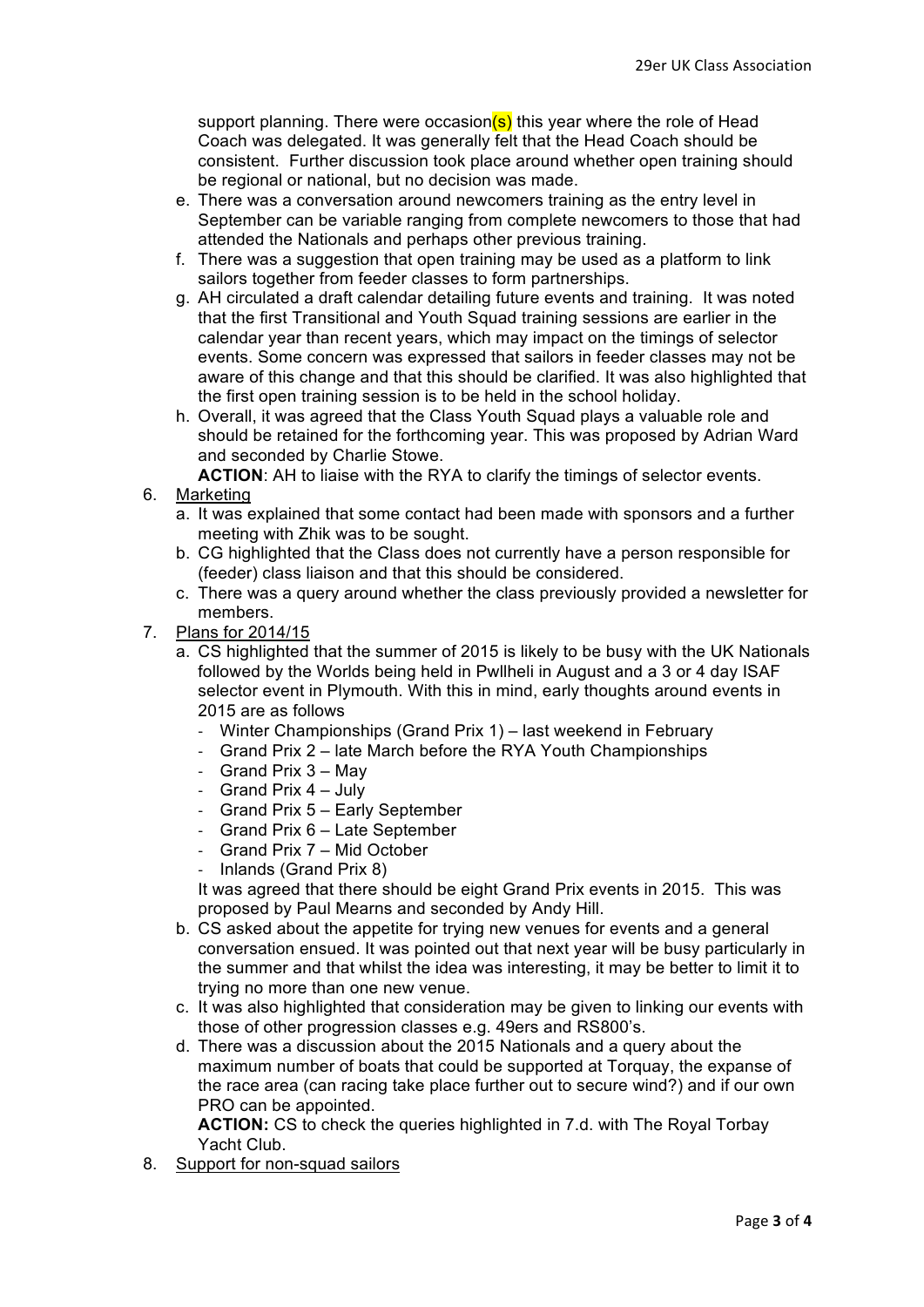support planning. There were occasion(s) this year where the role of Head Coach was delegated. It was generally felt that the Head Coach should be consistent. Further discussion took place around whether open training should be regional or national, but no decision was made.

e. There was a conversation around newcomers training as the entry level in September can be variable ranging from complete newcomers to those that had attended the Nationals and perhaps other previous training.

f. There was a suggestion that open training may be used as a platform to link sailors together from feeder classes to form partnerships.

g. AH circulated a draft calendar detailing future events and training. It was noted that the first Transitional and Youth Squad training sessions are earlier in the calendar year than recent years, which may impact on the timings of selector events. Some concern was expressed that sailors in feeder classes may not be aware of this change and that this should be clarified. It was also highlighted that the first open training session is to be held in the school holiday.

h. Overall, it was agreed that the Class Youth Squad plays a valuable role and should be retained for the forthcoming year. This was proposed by Adrian Ward and seconded by Charlie Stowe.

**ACTION**: AH to liaise with the RYA to clarify the timings of selector events.

6. Marketing

   a. It was explained that some contact had been made with sponsors and a further meeting with Zhik was to be sought.

   b. CG highlighted that the Class does not currently have a person responsible for (feeder) class liaison and that this should be considered.

   c. There was a query around whether the class previously provided a newsletter for members.

7. Plans for 2014/15

   a. CS highlighted that the summer of 2015 is likely to be busy with the UK Nationals followed by the Worlds being held in Pwllheli in August and a 3 or 4 day ISAF selector event in Plymouth. With this in mind, early thoughts around events in 2015 are as follows

      - Winter Championships (Grand Prix 1) – last weekend in February
      - Grand Prix 2 – late March before the RYA Youth Championships
      - Grand Prix 3 – May
      - Grand Prix 4 – July
      - Grand Prix 5 – Early September
      - Grand Prix 6 – Late September
      - Grand Prix 7 – Mid October
      - Inlands (Grand Prix 8)

      It was agreed that there should be eight Grand Prix events in 2015. This was proposed by Paul Mearns and seconded by Andy Hill.

   b. CS asked about the appetite for trying new venues for events and a general conversation ensued. It was pointed out that next year will be busy particularly in the summer and that whilst the idea was interesting, it may be better to limit it to trying no more than one new venue.

   c. It was also highlighted that consideration may be given to linking our events with those of other progression classes e.g. 49ers and RS800's.

   d. There was a discussion about the 2015 Nationals and a query about the maximum number of boats that could be supported at Torquay, the expanse of the race area (can racing take place further out to secure wind?) and if our own PRO can be appointed.

      **ACTION:** CS to check the queries highlighted in 7.d. with The Royal Torbay Yacht Club.

8. Support for non-squad sailors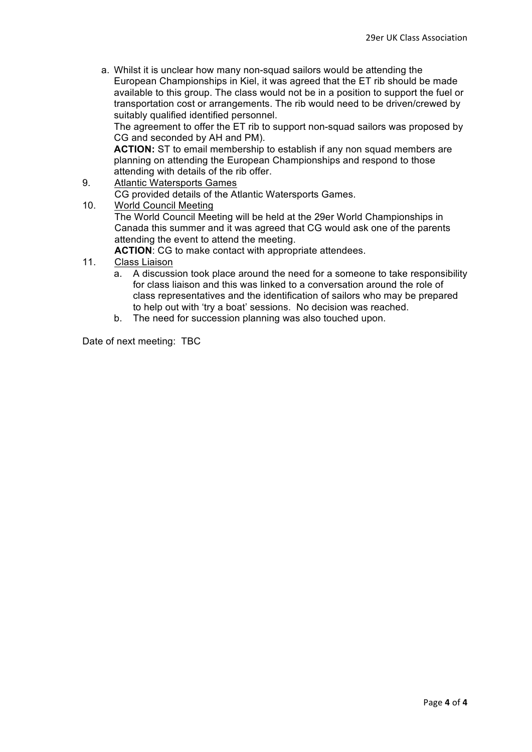a. Whilst it is unclear how many non-squad sailors would be attending the European Championships in Kiel, it was agreed that the ET rib should be made available to this group. The class would not be in a position to support the fuel or transportation cost or arrangements. The rib would need to be driven/crewed by suitably qualified identified personnel.
   The agreement to offer the ET rib to support non-squad sailors was proposed by CG and seconded by AH and PM).
   **ACTION:** ST to email membership to establish if any non squad members are planning on attending the European Championships and respond to those attending with details of the rib offer.

9. <u>Atlantic Watersports Games</u>
   CG provided details of the Atlantic Watersports Games.

10. <u>World Council Meeting</u>
    The World Council Meeting will be held at the 29er World Championships in Canada this summer and it was agreed that CG would ask one of the parents attending the event to attend the meeting.
    **ACTION**: CG to make contact with appropriate attendees.

11. <u>Class Liaison</u>
    a. A discussion took place around the need for a someone to take responsibility for class liaison and this was linked to a conversation around the role of class representatives and the identification of sailors who may be prepared to help out with 'try a boat' sessions. No decision was reached.
    b. The need for succession planning was also touched upon.

Date of next meeting: TBC